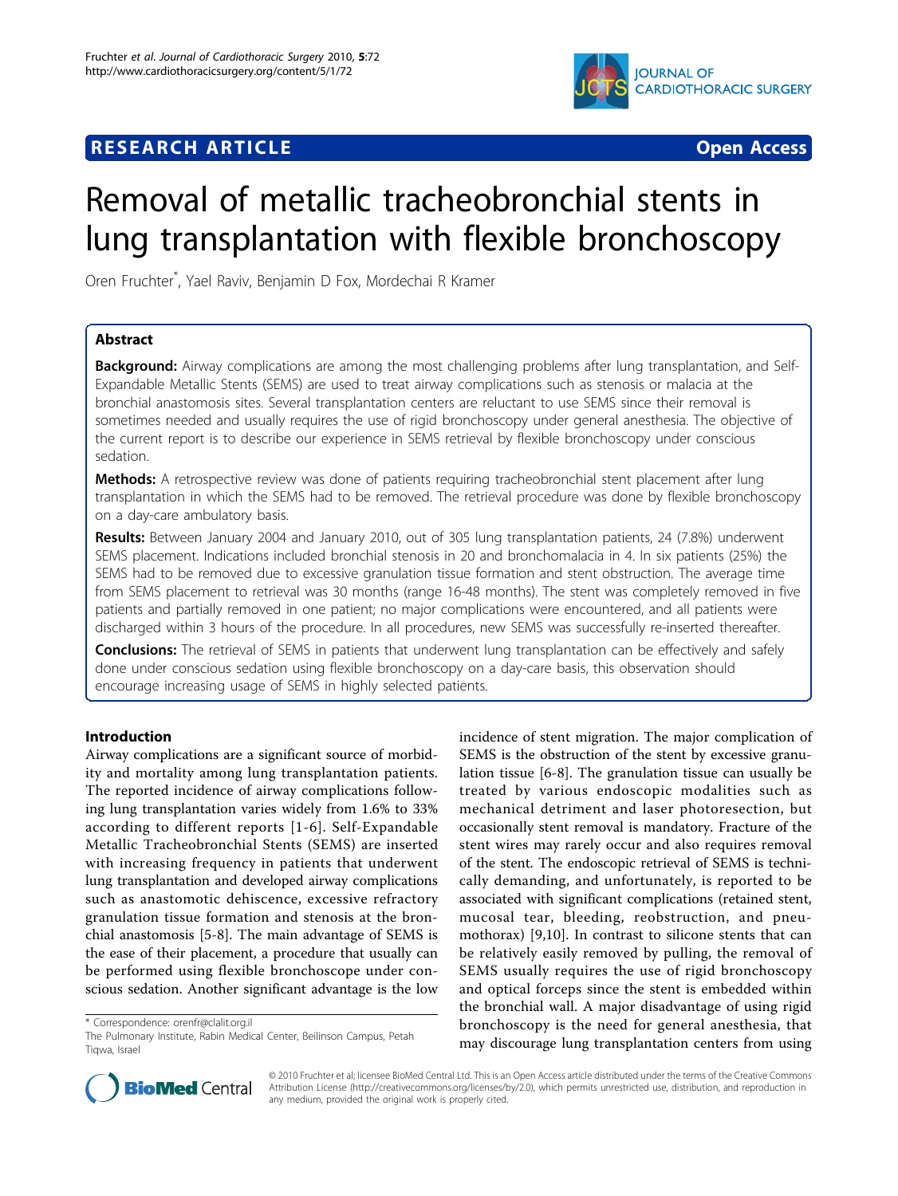RESEARCH ARTICLE

Open Access

# Removal of metallic tracheobronchial stents in lung transplantation with flexible bronchoscopy

Oren Fruchter*, Yael Raviv, Benjamin D Fox, Mordechai R Kramer

## Abstract

**Background:** Airway complications are among the most challenging problems after lung transplantation, and Self-Expandable Metallic Stents (SEMS) are used to treat airway complications such as stenosis or malacia at the bronchial anastomosis sites. Several transplantation centers are reluctant to use SEMS since their removal is sometimes needed and usually requires the use of rigid bronchoscopy under general anesthesia. The objective of the current report is to describe our experience in SEMS retrieval by flexible bronchoscopy under conscious sedation.

**Methods:** A retrospective review was done of patients requiring tracheobronchial stent placement after lung transplantation in which the SEMS had to be removed. The retrieval procedure was done by flexible bronchoscopy on a day-care ambulatory basis.

**Results:** Between January 2004 and January 2010, out of 305 lung transplantation patients, 24 (7.8%) underwent SEMS placement. Indications included bronchial stenosis in 20 and bronchomalacia in 4. In six patients (25%) the SEMS had to be removed due to excessive granulation tissue formation and stent obstruction. The average time from SEMS placement to retrieval was 30 months (range 16-48 months). The stent was completely removed in five patients and partially removed in one patient; no major complications were encountered, and all patients were discharged within 3 hours of the procedure. In all procedures, new SEMS was successfully re-inserted thereafter.

**Conclusions:** The retrieval of SEMS in patients that underwent lung transplantation can be effectively and safely done under conscious sedation using flexible bronchoscopy on a day-care basis, this observation should encourage increasing usage of SEMS in highly selected patients.

## Introduction

Airway complications are a significant source of morbidity and mortality among lung transplantation patients. The reported incidence of airway complications following lung transplantation varies widely from 1.6% to 33% according to different reports [1-6]. Self-Expandable Metallic Tracheobronchial Stents (SEMS) are inserted with increasing frequency in patients that underwent lung transplantation and developed airway complications such as anastomotic dehiscence, excessive refractory granulation tissue formation and stenosis at the bronchial anastomosis [5-8]. The main advantage of SEMS is the ease of their placement, a procedure that usually can be performed using flexible bronchoscope under conscious sedation. Another significant advantage is the low incidence of stent migration. The major complication of SEMS is the obstruction of the stent by excessive granulation tissue [6-8]. The granulation tissue can usually be treated by various endoscopic modalities such as mechanical detriment and laser photoresection, but occasionally stent removal is mandatory. Fracture of the stent wires may rarely occur and also requires removal of the stent. The endoscopic retrieval of SEMS is technically demanding, and unfortunately, is reported to be associated with significant complications (retained stent, mucosal tear, bleeding, reobstruction, and pneumothorax) [9,10]. In contrast to silicone stents that can be relatively easily removed by pulling, the removal of SEMS usually requires the use of rigid bronchoscopy and optical forceps since the stent is embedded within the bronchial wall. A major disadvantage of using rigid bronchoscopy is the need for general anesthesia, that may discourage lung transplantation centers from using

* Correspondence: orenfr@clalit.org.il
The Pulmonary Institute, Rabin Medical Center, Beilinson Campus, Petah Tiqwa, Israel

© 2010 Fruchter et al; licensee BioMed Central Ltd. This is an Open Access article distributed under the terms of the Creative Commons Attribution License (http://creativecommons.org/licenses/by/2.0), which permits unrestricted use, distribution, and reproduction in any medium, provided the original work is properly cited.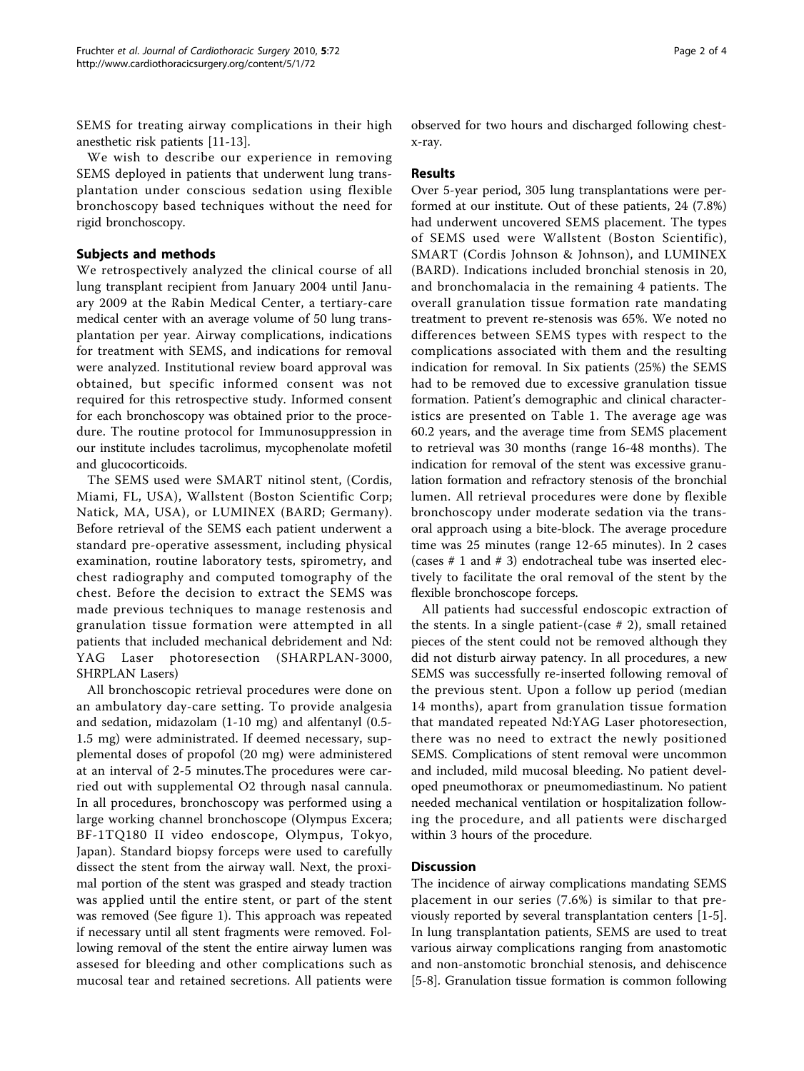SEMS for treating airway complications in their high anesthetic risk patients [11-13].

We wish to describe our experience in removing SEMS deployed in patients that underwent lung transplantation under conscious sedation using flexible bronchoscopy based techniques without the need for rigid bronchoscopy.

## Subjects and methods

We retrospectively analyzed the clinical course of all lung transplant recipient from January 2004 until January 2009 at the Rabin Medical Center, a tertiary-care medical center with an average volume of 50 lung transplantation per year. Airway complications, indications for treatment with SEMS, and indications for removal were analyzed. Institutional review board approval was obtained, but specific informed consent was not required for this retrospective study. Informed consent for each bronchoscopy was obtained prior to the procedure. The routine protocol for Immunosuppression in our institute includes tacrolimus, mycophenolate mofetil and glucocorticoids.

The SEMS used were SMART nitinol stent, (Cordis, Miami, FL, USA), Wallstent (Boston Scientific Corp; Natick, MA, USA), or LUMINEX (BARD; Germany). Before retrieval of the SEMS each patient underwent a standard pre-operative assessment, including physical examination, routine laboratory tests, spirometry, and chest radiography and computed tomography of the chest. Before the decision to extract the SEMS was made previous techniques to manage restenosis and granulation tissue formation were attempted in all patients that included mechanical debridement and Nd: YAG Laser photoresection (SHARPLAN-3000, SHRPLAN Lasers)

All bronchoscopic retrieval procedures were done on an ambulatory day-care setting. To provide analgesia and sedation, midazolam (1-10 mg) and alfentanyl (0.5-1.5 mg) were administrated. If deemed necessary, supplemental doses of propofol (20 mg) were administered at an interval of 2-5 minutes.The procedures were carried out with supplemental O2 through nasal cannula. In all procedures, bronchoscopy was performed using a large working channel bronchoscope (Olympus Excera; BF-1TQ180 II video endoscope, Olympus, Tokyo, Japan). Standard biopsy forceps were used to carefully dissect the stent from the airway wall. Next, the proximal portion of the stent was grasped and steady traction was applied until the entire stent, or part of the stent was removed (See figure 1). This approach was repeated if necessary until all stent fragments were removed. Following removal of the stent the entire airway lumen was assesed for bleeding and other complications such as mucosal tear and retained secretions. All patients were observed for two hours and discharged following chest-x-ray.

## Results

Over 5-year period, 305 lung transplantations were performed at our institute. Out of these patients, 24 (7.8%) had underwent uncovered SEMS placement. The types of SEMS used were Wallstent (Boston Scientific), SMART (Cordis Johnson & Johnson), and LUMINEX (BARD). Indications included bronchial stenosis in 20, and bronchomalacia in the remaining 4 patients. The overall granulation tissue formation rate mandating treatment to prevent re-stenosis was 65%. We noted no differences between SEMS types with respect to the complications associated with them and the resulting indication for removal. In Six patients (25%) the SEMS had to be removed due to excessive granulation tissue formation. Patient's demographic and clinical characteristics are presented on Table 1. The average age was 60.2 years, and the average time from SEMS placement to retrieval was 30 months (range 16-48 months). The indication for removal of the stent was excessive granulation formation and refractory stenosis of the bronchial lumen. All retrieval procedures were done by flexible bronchoscopy under moderate sedation via the transoral approach using a bite-block. The average procedure time was 25 minutes (range 12-65 minutes). In 2 cases (cases # 1 and # 3) endotracheal tube was inserted electively to facilitate the oral removal of the stent by the flexible bronchoscope forceps.

All patients had successful endoscopic extraction of the stents. In a single patient-(case # 2), small retained pieces of the stent could not be removed although they did not disturb airway patency. In all procedures, a new SEMS was successfully re-inserted following removal of the previous stent. Upon a follow up period (median 14 months), apart from granulation tissue formation that mandated repeated Nd:YAG Laser photoresection, there was no need to extract the newly positioned SEMS. Complications of stent removal were uncommon and included, mild mucosal bleeding. No patient developed pneumothorax or pneumomediastinum. No patient needed mechanical ventilation or hospitalization following the procedure, and all patients were discharged within 3 hours of the procedure.

## Discussion

The incidence of airway complications mandating SEMS placement in our series (7.6%) is similar to that previously reported by several transplantation centers [1-5]. In lung transplantation patients, SEMS are used to treat various airway complications ranging from anastomotic and non-anstomotic bronchial stenosis, and dehiscence [5-8]. Granulation tissue formation is common following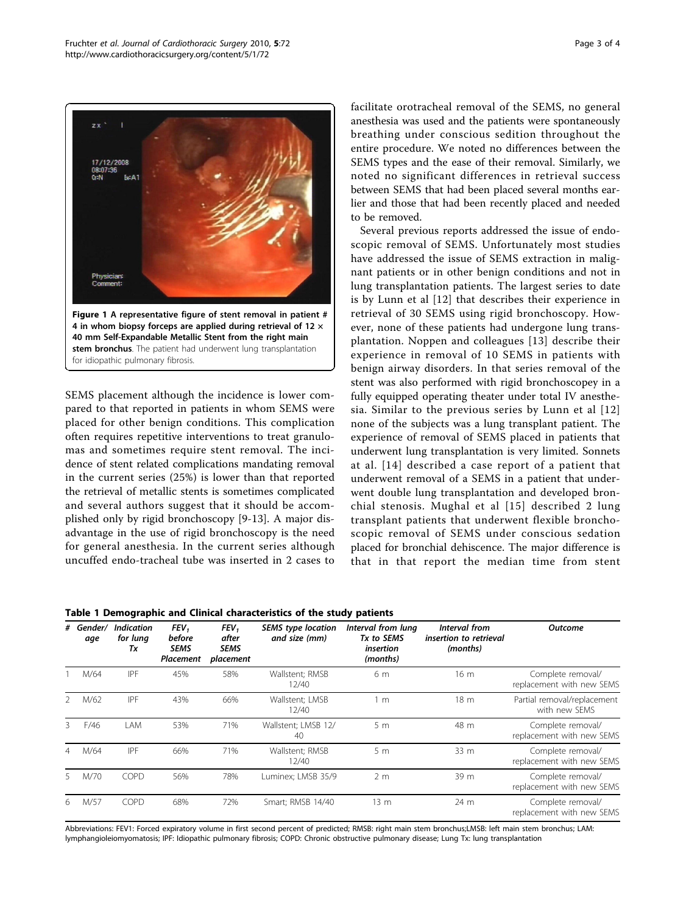**Figure 1 A representative figure of stent removal in patient # 4 in whom biopsy forceps are applied during retrieval of 12 × 40 mm Self-Expandable Metallic Stent from the right main stem bronchus**. The patient had underwent lung transplantation for idiopathic pulmonary fibrosis.

SEMS placement although the incidence is lower compared to that reported in patients in whom SEMS were placed for other benign conditions. This complication often requires repetitive interventions to treat granulomas and sometimes require stent removal. The incidence of stent related complications mandating removal in the current series (25%) is lower than that reported the retrieval of metallic stents is sometimes complicated and several authors suggest that it should be accomplished only by rigid bronchoscopy [9-13]. A major disadvantage in the use of rigid bronchoscopy is the need for general anesthesia. In the current series although uncuffed endo-tracheal tube was inserted in 2 cases to facilitate orotracheal removal of the SEMS, no general anesthesia was used and the patients were spontaneously breathing under conscious sedition throughout the entire procedure. We noted no differences between the SEMS types and the ease of their removal. Similarly, we noted no significant differences in retrieval success between SEMS that had been placed several months earlier and those that had been recently placed and needed to be removed.

Several previous reports addressed the issue of endoscopic removal of SEMS. Unfortunately most studies have addressed the issue of SEMS extraction in malignant patients or in other benign conditions and not in lung transplantation patients. The largest series to date is by Lunn et al [12] that describes their experience in retrieval of 30 SEMS using rigid bronchoscopy. However, none of these patients had undergone lung transplantation. Noppen and colleagues [13] describe their experience in removal of 10 SEMS in patients with benign airway disorders. In that series removal of the stent was also performed with rigid bronchoscopey in a fully equipped operating theater under total IV anesthesia. Similar to the previous series by Lunn et al [12] none of the subjects was a lung transplant patient. The experience of removal of SEMS placed in patients that underwent lung transplantation is very limited. Sonnets at al. [14] described a case report of a patient that underwent removal of a SEMS in a patient that underwent double lung transplantation and developed bronchial stenosis. Mughal et al [15] described 2 lung transplant patients that underwent flexible bronchoscopic removal of SEMS under conscious sedation placed for bronchial dehiscence. The major difference is that in that report the median time from stent

**Table 1 Demographic and Clinical characteristics of the study patients**

| # | Gender/ age | Indication for lung Tx | $FEV_1$ before SEMS Placement | $FEV_1$ after SEMS placement | SEMS type location and size (mm) | Interval from lung Tx to SEMS insertion (months) | Interval from insertion to retrieval (months) | Outcome |
|---|---|---|---|---|---|---|---|---|
| 1 | M/64 | IPF | 45% | 58% | Wallstent; RMSB 12/40 | 6 m | 16 m | Complete removal/ replacement with new SEMS |
| 2 | M/62 | IPF | 43% | 66% | Wallstent; LMSB 12/40 | 1 m | 18 m | Partial removal/replacement with new SEMS |
| 3 | F/46 | LAM | 53% | 71% | Wallstent; LMSB 12/ 40 | 5 m | 48 m | Complete removal/ replacement with new SEMS |
| 4 | M/64 | IPF | 66% | 71% | Wallstent; RMSB 12/40 | 5 m | 33 m | Complete removal/ replacement with new SEMS |
| 5 | M/70 | COPD | 56% | 78% | Luminex; LMSB 35/9 | 2 m | 39 m | Complete removal/ replacement with new SEMS |
| 6 | M/57 | COPD | 68% | 72% | Smart; RMSB 14/40 | 13 m | 24 m | Complete removal/ replacement with new SEMS |

Abbreviations: FEV1: Forced expiratory volume in first second percent of predicted; RMSB: right main stem bronchus;LMSB: left main stem bronchus; LAM: lymphangioleiomyomatosis; IPF: Idiopathic pulmonary fibrosis; COPD: Chronic obstructive pulmonary disease; Lung Tx: lung transplantation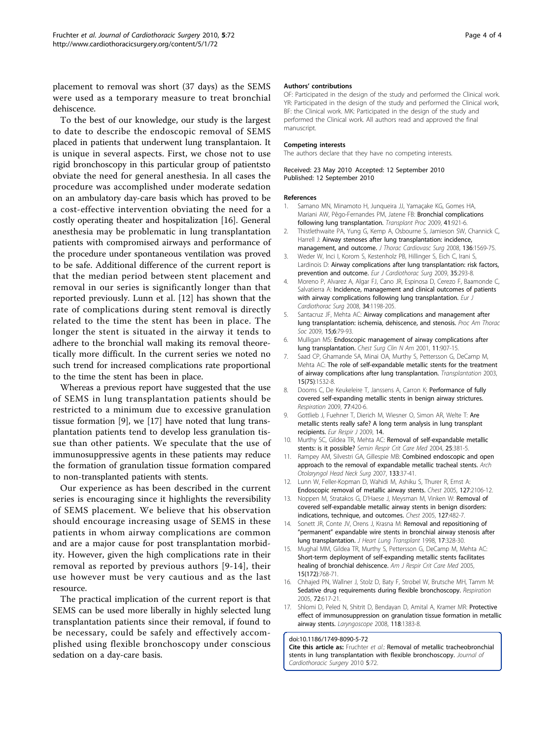placement to removal was short (37 days) as the SEMS were used as a temporary measure to treat bronchial dehiscence.

To the best of our knowledge, our study is the largest to date to describe the endoscopic removal of SEMS placed in patients that underwent lung transplantaion. It is unique in several aspects. First, we chose not to use rigid bronchoscopy in this particular group of patientsto obviate the need for general anesthesia. In all cases the procedure was accomplished under moderate sedation on an ambulatory day-care basis which has proved to be a cost-effective intervention obviating the need for a costly operating theater and hospitalization [16]. General anesthesia may be problematic in lung transplantation patients with compromised airways and performance of the procedure under spontaneous ventilation was proved to be safe. Additional difference of the current report is that the median period between stent placement and removal in our series is significantly longer than that reported previously. Lunn et al. [12] has shown that the rate of complications during stent removal is directly related to the time the stent has been in place. The longer the stent is situated in the airway it tends to adhere to the bronchial wall making its removal theoretically more difficult. In the current series we noted no such trend for increased complications rate proportional to the time the stent has been in place.

Whereas a previous report have suggested that the use of SEMS in lung transplantation patients should be restricted to a minimum due to excessive granulation tissue formation [9], we [17] have noted that lung transplantation patients tend to develop less granulation tissue than other patients. We speculate that the use of immunosuppressive agents in these patients may reduce the formation of granulation tissue formation compared to non-transplanted patients with stents.

Our experience as has been described in the current series is encouraging since it highlights the reversibility of SEMS placement. We believe that his observation should encourage increasing usage of SEMS in these patients in whom airway complications are common and are a major cause for post transplantation morbidity. However, given the high complications rate in their removal as reported by previous authors [9-14], their use however must be very cautious and as the last resource.

The practical implication of the current report is that SEMS can be used more liberally in highly selected lung transplantation patients since their removal, if found to be necessary, could be safely and effectively accomplished using flexible bronchoscopy under conscious sedation on a day-care basis.

#### Authors' contributions

OF: Participated in the design of the study and performed the Clinical work. YR: Participated in the design of the study and performed the Clinical work, BF: the Clinical work. MK: Participated in the design of the study and performed the Clinical work. All authors read and approved the final manuscript.

#### Competing interests

The authors declare that they have no competing interests.

Received: 23 May 2010 Accepted: 12 September 2010
Published: 12 September 2010

#### References

1. Samano MN, Minamoto H, Junqueira JJ, Yamaçake KG, Gomes HA, Mariani AW, Pêgo-Fernandes PM, Jatene FB: **Bronchial complications following lung transplantation.** *Transplant Proc* 2009, **41**:921-6.
2. Thistlethwaite PA, Yung G, Kemp A, Osbourne S, Jamieson SW, Channick C, Harrell J: **Airway stenoses after lung transplantation: incidence, management, and outcome.** *J Thorac Cardiovasc Surg* 2008, **136**:1569-75.
3. Weder W, Inci I, Korom S, Kestenholz PB, Hillinger S, Eich C, Irani S, Lardinois D: **Airway complications after lung transplantation: risk factors, prevention and outcome.** *Eur J Cardiothorac Surg* 2009, **35**:293-8.
4. Moreno P, Alvarez A, Algar FJ, Cano JR, Espinosa D, Cerezo F, Baamonde C, Salvatierra A: **Incidence, management and clinical outcomes of patients with airway complications following lung transplantation.** *Eur J Cardiothorac Surg* 2008, **34**:1198-205.
5. Santacruz JF, Mehta AC: **Airway complications and management after lung transplantation: ischemia, dehiscence, and stenosis.** *Proc Am Thorac Soc* 2009, **15**;6:79-93.
6. Mulligan MS: **Endoscopic management of airway complications after lung transplantation.** *Chest Surg Clin N Am* 2001, **11**:907-15.
7. Saad CP, Ghamande SA, Minai OA, Murthy S, Pettersson G, DeCamp M, Mehta AC: **The role of self-expandable metallic stents for the treatment of airway complications after lung transplantation.** *Transplantation* 2003, **15(75)**:1532-8.
8. Dooms C, De Keukeleire T, Janssens A, Carron K: **Performance of fully covered self-expanding metallic stents in benign airway strictures.** *Respiration* 2009, **77**:420-6.
9. Gottlieb J, Fuehner T, Dierich M, Wiesner O, Simon AR, Welte T: **Are metallic stents really safe? A long term analysis in lung transplant recipients.** *Eur Respir J* 2009, **14**.
10. Murthy SC, Gildea TR, Mehta AC: **Removal of self-expandable metallic stents: is it possible?** *Semin Respir Crit Care Med* 2004, **25**:381-5.
11. Rampey AM, Silvestri GA, Gillespie MB: **Combined endoscopic and open approach to the removal of expandable metallic tracheal stents.** *Arch Otolaryngol Head Neck Surg* 2007, **133**:37-41.
12. Lunn W, Feller-Kopman D, Wahidi M, Ashiku S, Thurer R, Ernst A: **Endoscopic removal of metallic airway stents.** *Chest* 2005, **127**:2106-12.
13. Noppen M, Stratakos G, D'Haese J, Meysman M, Vinken W: **Removal of covered self-expandable metallic airway stents in benign disorders: indications, technique, and outcomes.** *Chest* 2005, **127**:482-7.
14. Sonett JR, Conte JV, Orens J, Krasna M: **Removal and repositioning of "permanent" expandable wire stents in bronchial airway stenosis after lung transplantation.** *J Heart Lung Transplant* 1998, **17**:328-30.
15. Mughal MM, Gildea TR, Murthy S, Pettersson G, DeCamp M, Mehta AC: **Short-term deployment of self-expanding metallic stents facilitates healing of bronchial dehiscence.** *Am J Respir Crit Care Med* 2005, **15(172)**:768-71.
16. Chhajed PN, Wallner J, Stolz D, Baty F, Strobel W, Brutsche MH, Tamm M: **Sedative drug requirements during flexible bronchoscopy.** *Respiration* 2005, **72**:617-21.
17. Shlomi D, Peled N, Shitrit D, Bendayan D, Amital A, Kramer MR: **Protective effect of immunosuppression on granulation tissue formation in metallic airway stents.** *Laryngoscope* 2008, **118**:1383-8.

doi:10.1186/1749-8090-5-72

**Cite this article as:** Fruchter *et al.*: Removal of metallic tracheobronchial stents in lung transplantation with flexible bronchoscopy. *Journal of Cardiothoracic Surgery* 2010 **5**:72.